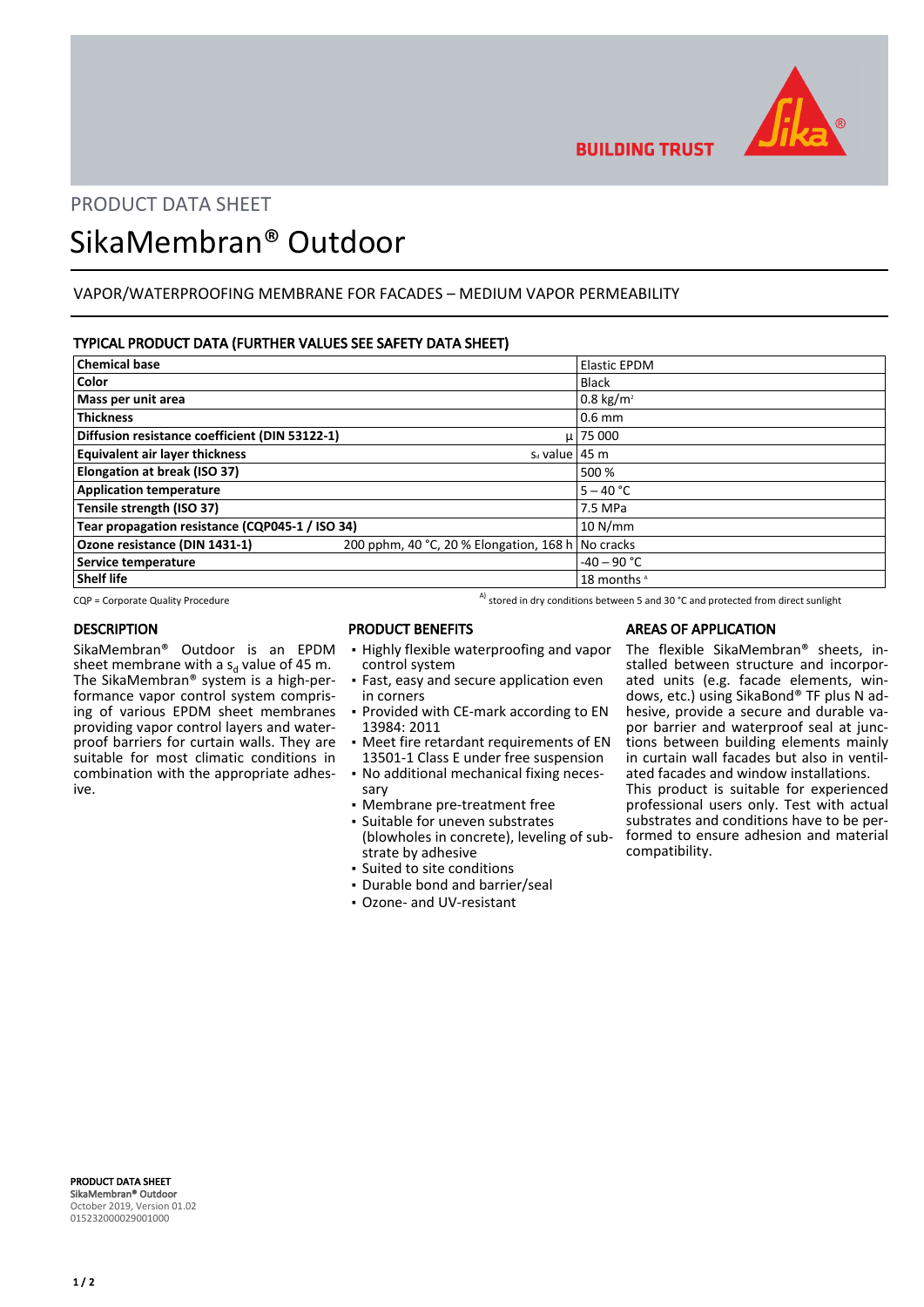PRODUCT DATA SHEET

# SikaMembran® Outdoor

VAPOR/WATERPROOFING MEMBRANE FOR FACADES – MEDIUM VAPOR PERMEABILITY

## TYPICAL PRODUCT DATA (FURTHER VALUES SEE SAFETY DATA SHEET)

| | | |
|---|---|---|
| **Chemical base** | | Elastic EPDM |
| **Color** | | Black |
| **Mass per unit area** | | 0.8 kg/m² |
| **Thickness** | | 0.6 mm |
| **Diffusion resistance coefficient (DIN 53122-1)** | μ | 75 000 |
| **Equivalent air layer thickness** | $s_d$ value | 45 m |
| **Elongation at break (ISO 37)** | | 500 % |
| **Application temperature** | | 5 – 40 °C |
| **Tensile strength (ISO 37)** | | 7.5 MPa |
| **Tear propagation resistance (CQP045-1 / ISO 34)** | | 10 N/mm |
| **Ozone resistance (DIN 1431-1)** | 200 pphm, 40 °C, 20 % Elongation, 168 h | No cracks |
| **Service temperature** | | -40 – 90 °C |
| **Shelf life** | | 18 months [A] |

CQP = Corporate Quality Procedure

[A] stored in dry conditions between 5 and 30 °C and protected from direct sunlight

## DESCRIPTION

SikaMembran® Outdoor is an EPDM sheet membrane with a $s_d$ value of 45 m. The SikaMembran® system is a high-performance vapor control system comprising of various EPDM sheet membranes providing vapor control layers and waterproof barriers for curtain walls. They are suitable for most climatic conditions in combination with the appropriate adhesive.

## PRODUCT BENEFITS

- Highly flexible waterproofing and vapor control system
- Fast, easy and secure application even in corners
- Provided with CE-mark according to EN 13984: 2011
- Meet fire retardant requirements of EN 13501-1 Class E under free suspension
- No additional mechanical fixing necessary
- Membrane pre-treatment free
- Suitable for uneven substrates (blowholes in concrete), leveling of substrate by adhesive
- Suited to site conditions
- Durable bond and barrier/seal
- Ozone- and UV-resistant

## AREAS OF APPLICATION

The flexible SikaMembran® sheets, installed between structure and incorporated units (e.g. facade elements, windows, etc.) using SikaBond® TF plus N adhesive, provide a secure and durable vapor barrier and waterproof seal at junctions between building elements mainly in curtain wall facades but also in ventilated facades and window installations.

This product is suitable for experienced professional users only. Test with actual substrates and conditions have to be performed to ensure adhesion and material compatibility.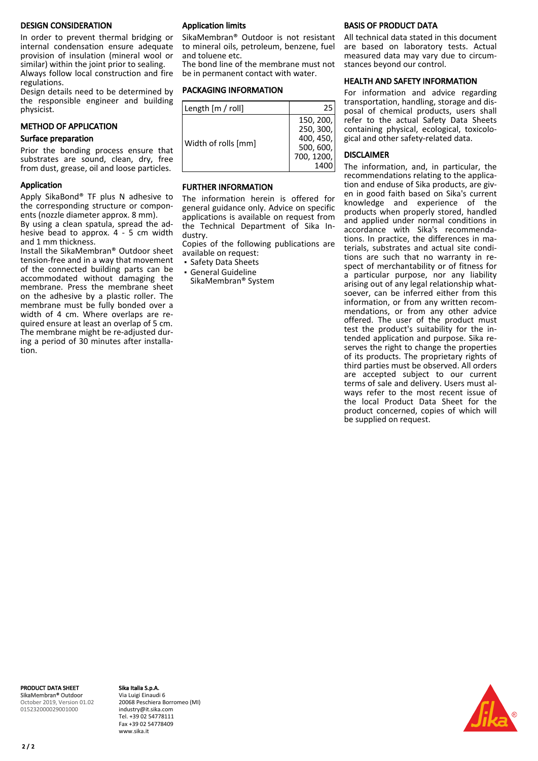## DESIGN CONSIDERATION

In order to prevent thermal bridging or internal condensation ensure adequate provision of insulation (mineral wool or similar) within the joint prior to sealing.
Always follow local construction and fire regulations.
Design details need to be determined by the responsible engineer and building physicist.

## METHOD OF APPLICATION

### Surface preparation

Prior the bonding process ensure that substrates are sound, clean, dry, free from dust, grease, oil and loose particles.

### Application

Apply SikaBond® TF plus N adhesive to the corresponding structure or components (nozzle diameter approx. 8 mm).
By using a clean spatula, spread the adhesive bead to approx. 4 - 5 cm width and 1 mm thickness.
Install the SikaMembran® Outdoor sheet tension-free and in a way that movement of the connected building parts can be accommodated without damaging the membrane. Press the membrane sheet on the adhesive by a plastic roller. The membrane must be fully bonded over a width of 4 cm. Where overlaps are required ensure at least an overlap of 5 cm. The membrane might be re-adjusted during a period of 30 minutes after installation.

### Application limits

SikaMembran® Outdoor is not resistant to mineral oils, petroleum, benzene, fuel and toluene etc.
The bond line of the membrane must not be in permanent contact with water.

## PACKAGING INFORMATION

| | |
|---|---|
| Length [m / roll] | 25 |
| Width of rolls [mm] | 150, 200, 250, 300, 400, 450, 500, 600, 700, 1200, 1400 |

## FURTHER INFORMATION

The information herein is offered for general guidance only. Advice on specific applications is available on request from the Technical Department of Sika Industry.
Copies of the following publications are available on request:

- Safety Data Sheets
- General Guideline SikaMembran® System

## BASIS OF PRODUCT DATA

All technical data stated in this document are based on laboratory tests. Actual measured data may vary due to circumstances beyond our control.

## HEALTH AND SAFETY INFORMATION

For information and advice regarding transportation, handling, storage and disposal of chemical products, users shall refer to the actual Safety Data Sheets containing physical, ecological, toxicological and other safety-related data.

## DISCLAIMER

The information, and, in particular, the recommendations relating to the application and enduse of Sika products, are given in good faith based on Sika's current knowledge and experience of the products when properly stored, handled and applied under normal conditions in accordance with Sika's recommendations. In practice, the differences in materials, substrates and actual site conditions are such that no warranty in respect of merchantability or of fitness for a particular purpose, nor any liability arising out of any legal relationship whatsoever, can be inferred either from this information, or from any written recommendations, or from any other advice offered. The user of the product must test the product's suitability for the intended application and purpose. Sika reserves the right to change the properties of its products. The proprietary rights of third parties must be observed. All orders are accepted subject to our current terms of sale and delivery. Users must always refer to the most recent issue of the local Product Data Sheet for the product concerned, copies of which will be supplied on request.

**PRODUCT DATA SHEET**
**SikaMembran® Outdoor**
October 2019, Version 01.02
015232000029001000

**Sika Italia S.p.A.**
Via Luigi Einaudi 6
20068 Peschiera Borromeo (MI)
industry@it.sika.com
Tel. +39 02 54778111
Fax +39 02 54778409
www.sika.it